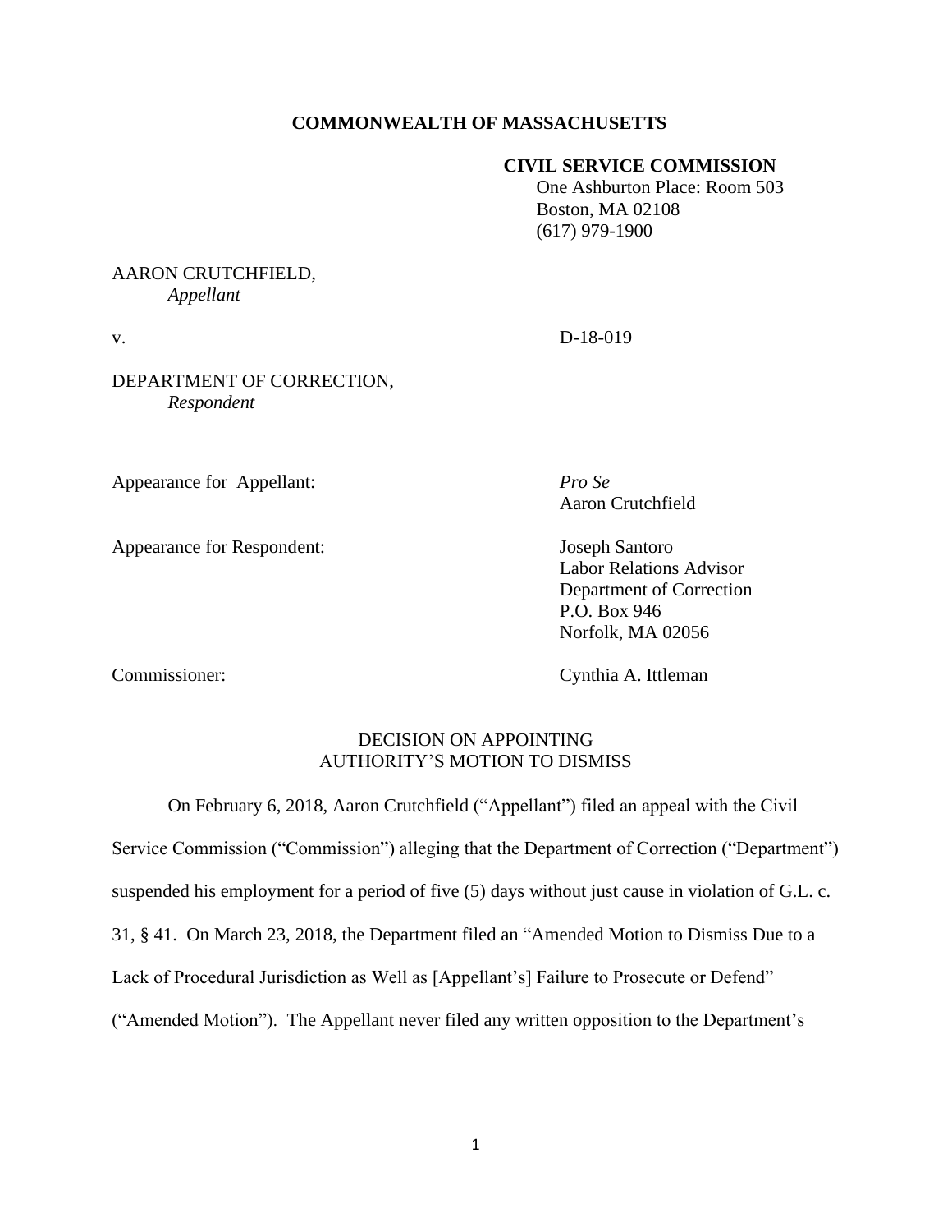**COMMONWEALTH OF MASSACHUSETTS**

**CIVIL SERVICE COMMISSION**
One Ashburton Place: Room 503
Boston, MA 02108
(617) 979-1900

AARON CRUTCHFIELD,
*Appellant*

v. D-18-019

DEPARTMENT OF CORRECTION,
*Respondent*

Appearance for Appellant: *Pro Se*
Aaron Crutchfield

Appearance for Respondent: Joseph Santoro
Labor Relations Advisor
Department of Correction
P.O. Box 946
Norfolk, MA 02056

Commissioner: Cynthia A. Ittleman

DECISION ON APPOINTING
AUTHORITY'S MOTION TO DISMISS

On February 6, 2018, Aaron Crutchfield ("Appellant") filed an appeal with the Civil Service Commission ("Commission") alleging that the Department of Correction ("Department") suspended his employment for a period of five (5) days without just cause in violation of G.L. c. 31, § 41. On March 23, 2018, the Department filed an "Amended Motion to Dismiss Due to a Lack of Procedural Jurisdiction as Well as [Appellant's] Failure to Prosecute or Defend" ("Amended Motion"). The Appellant never filed any written opposition to the Department's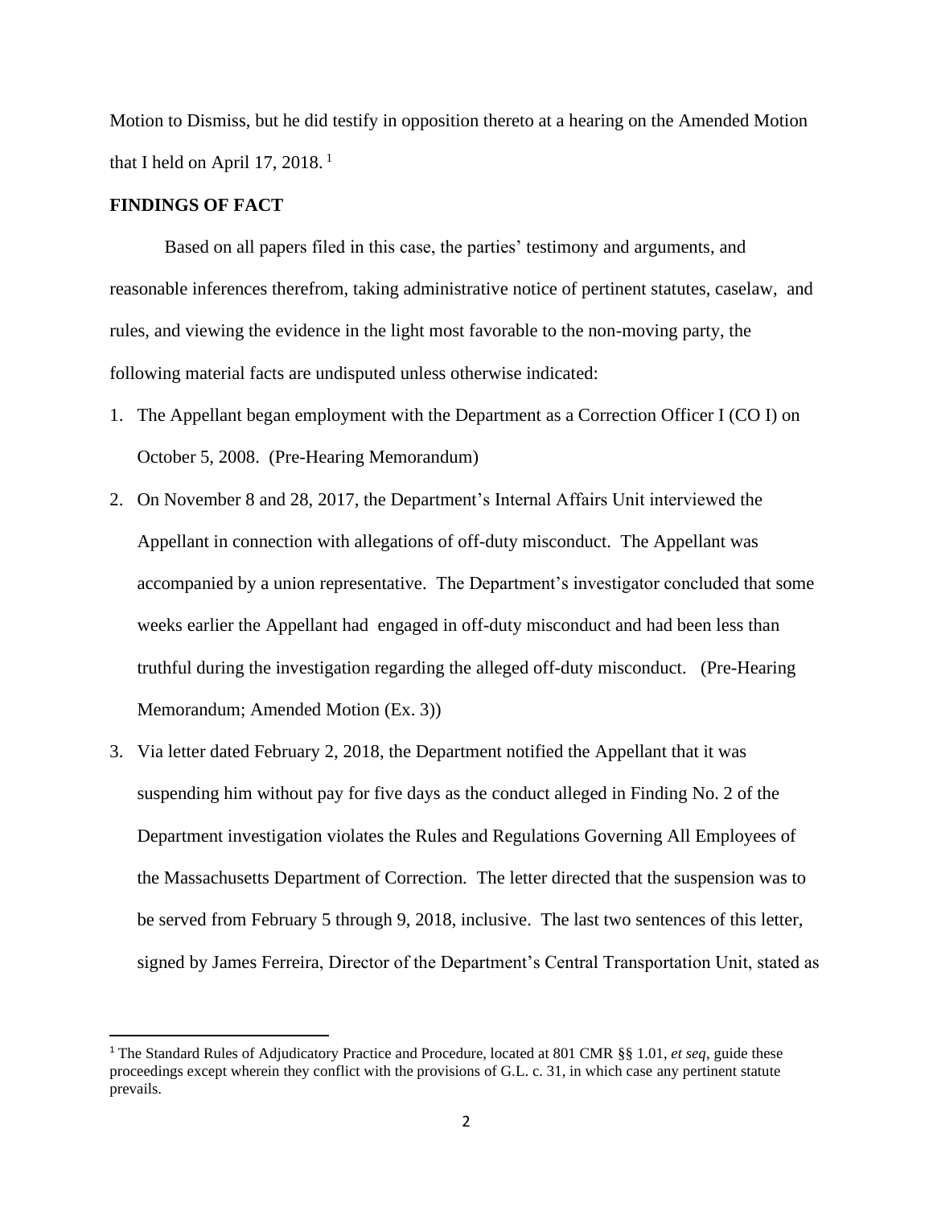Motion to Dismiss, but he did testify in opposition thereto at a hearing on the Amended Motion that I held on April 17, 2018. [1]

**FINDINGS OF FACT**

Based on all papers filed in this case, the parties' testimony and arguments, and reasonable inferences therefrom, taking administrative notice of pertinent statutes, caselaw, and rules, and viewing the evidence in the light most favorable to the non-moving party, the following material facts are undisputed unless otherwise indicated:

1. The Appellant began employment with the Department as a Correction Officer I (CO I) on October 5, 2008. (Pre-Hearing Memorandum)
2. On November 8 and 28, 2017, the Department's Internal Affairs Unit interviewed the Appellant in connection with allegations of off-duty misconduct. The Appellant was accompanied by a union representative. The Department's investigator concluded that some weeks earlier the Appellant had engaged in off-duty misconduct and had been less than truthful during the investigation regarding the alleged off-duty misconduct. (Pre-Hearing Memorandum; Amended Motion (Ex. 3))
3. Via letter dated February 2, 2018, the Department notified the Appellant that it was suspending him without pay for five days as the conduct alleged in Finding No. 2 of the Department investigation violates the Rules and Regulations Governing All Employees of the Massachusetts Department of Correction. The letter directed that the suspension was to be served from February 5 through 9, 2018, inclusive. The last two sentences of this letter, signed by James Ferreira, Director of the Department's Central Transportation Unit, stated as

[1] The Standard Rules of Adjudicatory Practice and Procedure, located at 801 CMR §§ 1.01, *et seq*, guide these proceedings except wherein they conflict with the provisions of G.L. c. 31, in which case any pertinent statute prevails.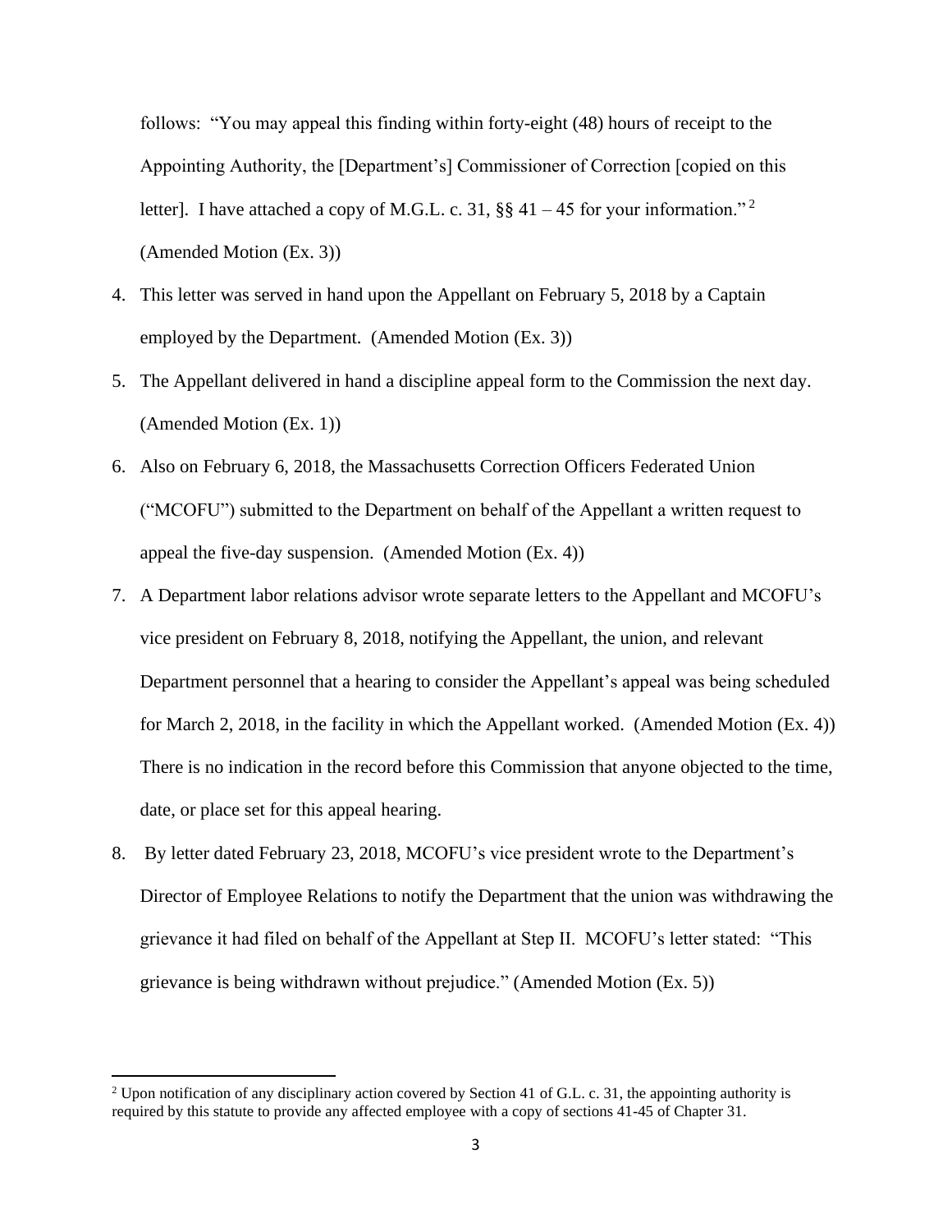follows: "You may appeal this finding within forty-eight (48) hours of receipt to the Appointing Authority, the [Department's] Commissioner of Correction [copied on this letter]. I have attached a copy of M.G.L. c. 31, §§ 41 – 45 for your information." [2] (Amended Motion (Ex. 3))

4. This letter was served in hand upon the Appellant on February 5, 2018 by a Captain employed by the Department. (Amended Motion (Ex. 3))
5. The Appellant delivered in hand a discipline appeal form to the Commission the next day. (Amended Motion (Ex. 1))
6. Also on February 6, 2018, the Massachusetts Correction Officers Federated Union ("MCOFU") submitted to the Department on behalf of the Appellant a written request to appeal the five-day suspension. (Amended Motion (Ex. 4))
7. A Department labor relations advisor wrote separate letters to the Appellant and MCOFU's vice president on February 8, 2018, notifying the Appellant, the union, and relevant Department personnel that a hearing to consider the Appellant's appeal was being scheduled for March 2, 2018, in the facility in which the Appellant worked. (Amended Motion (Ex. 4)) There is no indication in the record before this Commission that anyone objected to the time, date, or place set for this appeal hearing.
8. By letter dated February 23, 2018, MCOFU's vice president wrote to the Department's Director of Employee Relations to notify the Department that the union was withdrawing the grievance it had filed on behalf of the Appellant at Step II. MCOFU's letter stated: "This grievance is being withdrawn without prejudice." (Amended Motion (Ex. 5))

[2] Upon notification of any disciplinary action covered by Section 41 of G.L. c. 31, the appointing authority is required by this statute to provide any affected employee with a copy of sections 41-45 of Chapter 31.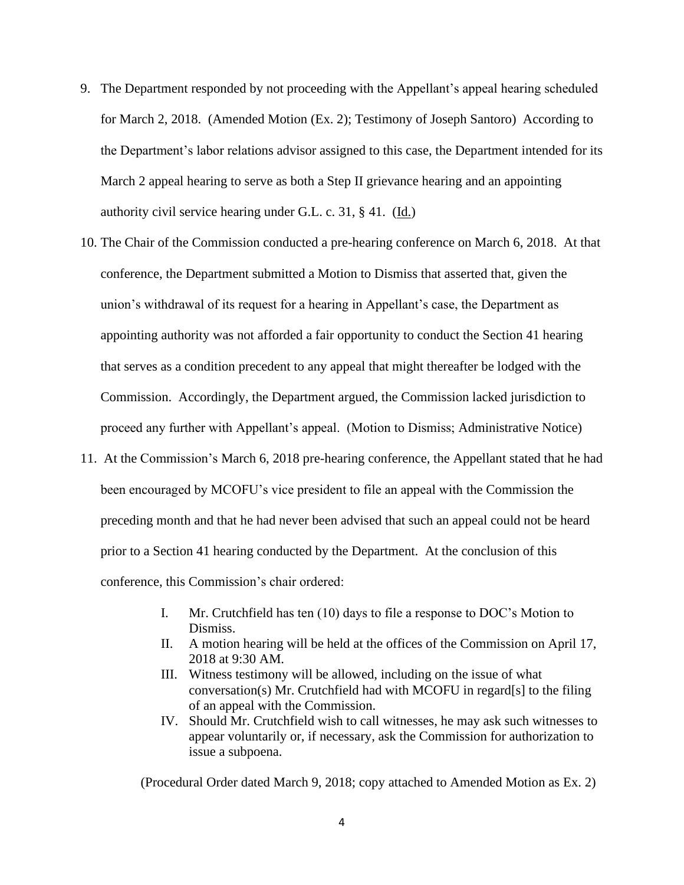9. The Department responded by not proceeding with the Appellant's appeal hearing scheduled for March 2, 2018. (Amended Motion (Ex. 2); Testimony of Joseph Santoro) According to the Department's labor relations advisor assigned to this case, the Department intended for its March 2 appeal hearing to serve as both a Step II grievance hearing and an appointing authority civil service hearing under G.L. c. 31, § 41. (Id.)

10. The Chair of the Commission conducted a pre-hearing conference on March 6, 2018. At that conference, the Department submitted a Motion to Dismiss that asserted that, given the union's withdrawal of its request for a hearing in Appellant's case, the Department as appointing authority was not afforded a fair opportunity to conduct the Section 41 hearing that serves as a condition precedent to any appeal that might thereafter be lodged with the Commission. Accordingly, the Department argued, the Commission lacked jurisdiction to proceed any further with Appellant's appeal. (Motion to Dismiss; Administrative Notice)

11. At the Commission's March 6, 2018 pre-hearing conference, the Appellant stated that he had been encouraged by MCOFU's vice president to file an appeal with the Commission the preceding month and that he had never been advised that such an appeal could not be heard prior to a Section 41 hearing conducted by the Department. At the conclusion of this conference, this Commission's chair ordered:

    I. Mr. Crutchfield has ten (10) days to file a response to DOC's Motion to Dismiss.
    II. A motion hearing will be held at the offices of the Commission on April 17, 2018 at 9:30 AM.
    III. Witness testimony will be allowed, including on the issue of what conversation(s) Mr. Crutchfield had with MCOFU in regard[s] to the filing of an appeal with the Commission.
    IV. Should Mr. Crutchfield wish to call witnesses, he may ask such witnesses to appear voluntarily or, if necessary, ask the Commission for authorization to issue a subpoena.

    (Procedural Order dated March 9, 2018; copy attached to Amended Motion as Ex. 2)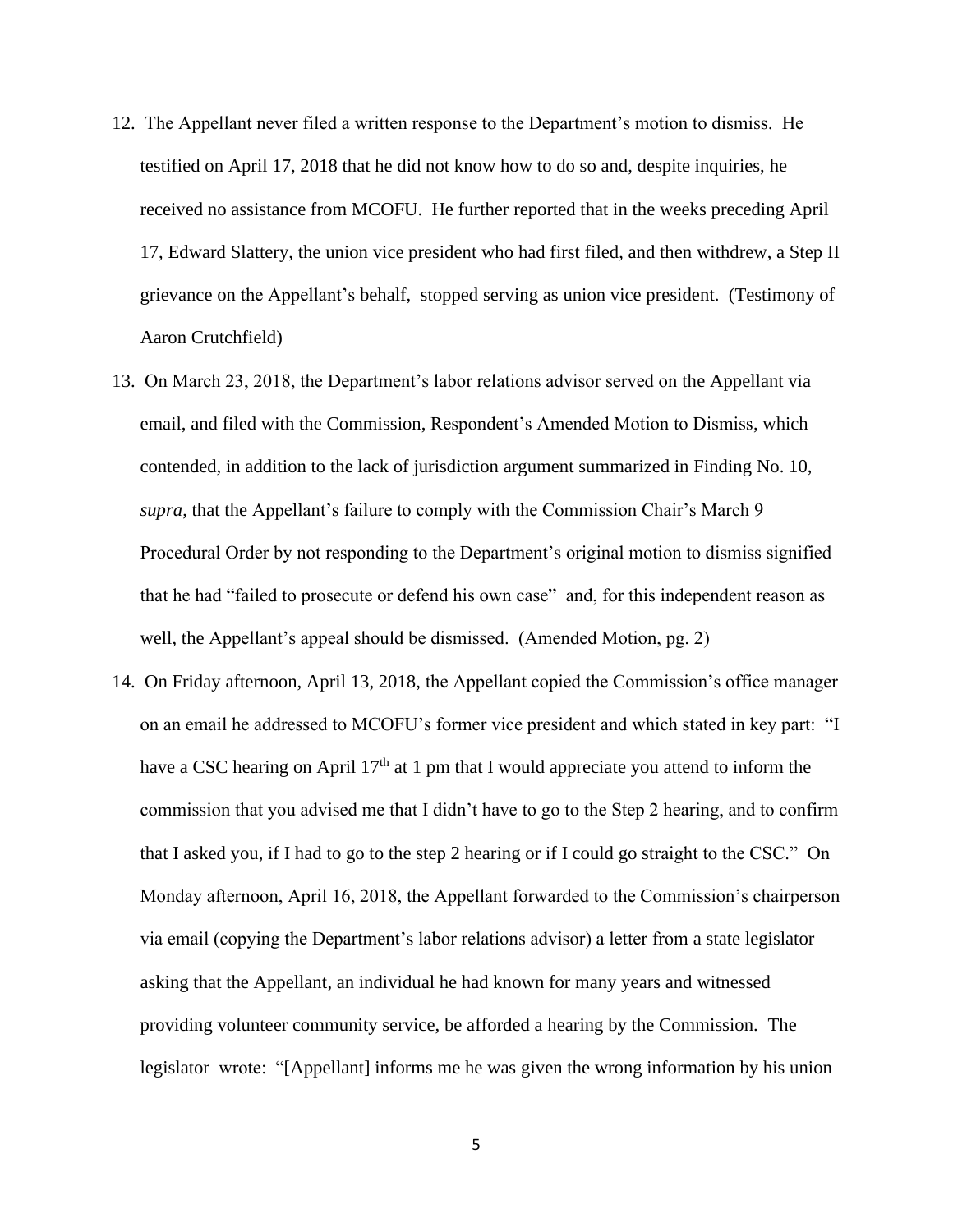12. The Appellant never filed a written response to the Department's motion to dismiss. He testified on April 17, 2018 that he did not know how to do so and, despite inquiries, he received no assistance from MCOFU. He further reported that in the weeks preceding April 17, Edward Slattery, the union vice president who had first filed, and then withdrew, a Step II grievance on the Appellant's behalf, stopped serving as union vice president. (Testimony of Aaron Crutchfield)

13. On March 23, 2018, the Department's labor relations advisor served on the Appellant via email, and filed with the Commission, Respondent's Amended Motion to Dismiss, which contended, in addition to the lack of jurisdiction argument summarized in Finding No. 10, *supra*, that the Appellant's failure to comply with the Commission Chair's March 9 Procedural Order by not responding to the Department's original motion to dismiss signified that he had "failed to prosecute or defend his own case" and, for this independent reason as well, the Appellant's appeal should be dismissed. (Amended Motion, pg. 2)

14. On Friday afternoon, April 13, 2018, the Appellant copied the Commission's office manager on an email he addressed to MCOFU's former vice president and which stated in key part: "I have a CSC hearing on April 17th at 1 pm that I would appreciate you attend to inform the commission that you advised me that I didn't have to go to the Step 2 hearing, and to confirm that I asked you, if I had to go to the step 2 hearing or if I could go straight to the CSC." On Monday afternoon, April 16, 2018, the Appellant forwarded to the Commission's chairperson via email (copying the Department's labor relations advisor) a letter from a state legislator asking that the Appellant, an individual he had known for many years and witnessed providing volunteer community service, be afforded a hearing by the Commission. The legislator wrote: "[Appellant] informs me he was given the wrong information by his union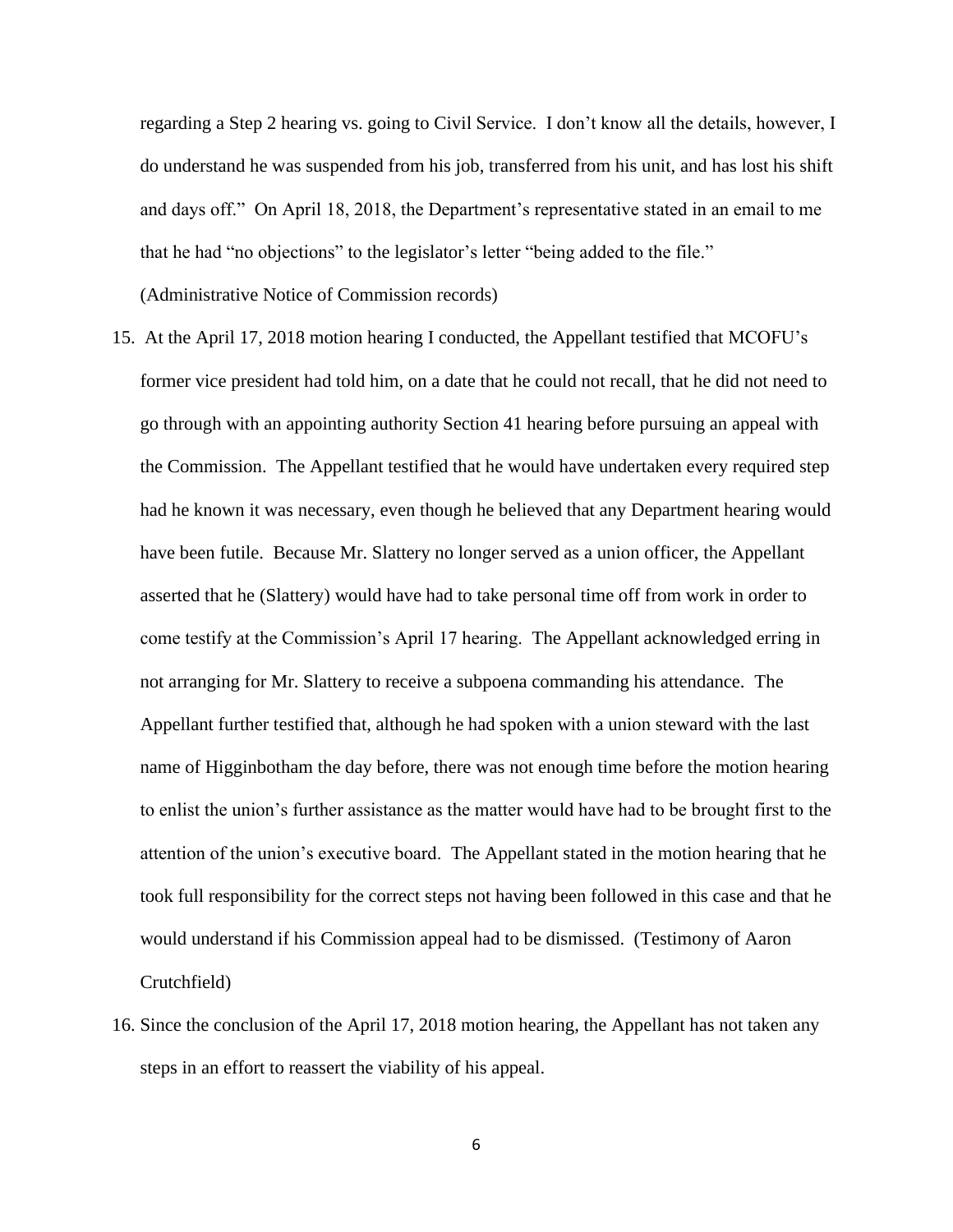regarding a Step 2 hearing vs. going to Civil Service. I don't know all the details, however, I do understand he was suspended from his job, transferred from his unit, and has lost his shift and days off." On April 18, 2018, the Department's representative stated in an email to me that he had "no objections" to the legislator's letter "being added to the file." (Administrative Notice of Commission records)

15. At the April 17, 2018 motion hearing I conducted, the Appellant testified that MCOFU's former vice president had told him, on a date that he could not recall, that he did not need to go through with an appointing authority Section 41 hearing before pursuing an appeal with the Commission. The Appellant testified that he would have undertaken every required step had he known it was necessary, even though he believed that any Department hearing would have been futile. Because Mr. Slattery no longer served as a union officer, the Appellant asserted that he (Slattery) would have had to take personal time off from work in order to come testify at the Commission's April 17 hearing. The Appellant acknowledged erring in not arranging for Mr. Slattery to receive a subpoena commanding his attendance. The Appellant further testified that, although he had spoken with a union steward with the last name of Higginbotham the day before, there was not enough time before the motion hearing to enlist the union's further assistance as the matter would have had to be brought first to the attention of the union's executive board. The Appellant stated in the motion hearing that he took full responsibility for the correct steps not having been followed in this case and that he would understand if his Commission appeal had to be dismissed. (Testimony of Aaron Crutchfield)

16. Since the conclusion of the April 17, 2018 motion hearing, the Appellant has not taken any steps in an effort to reassert the viability of his appeal.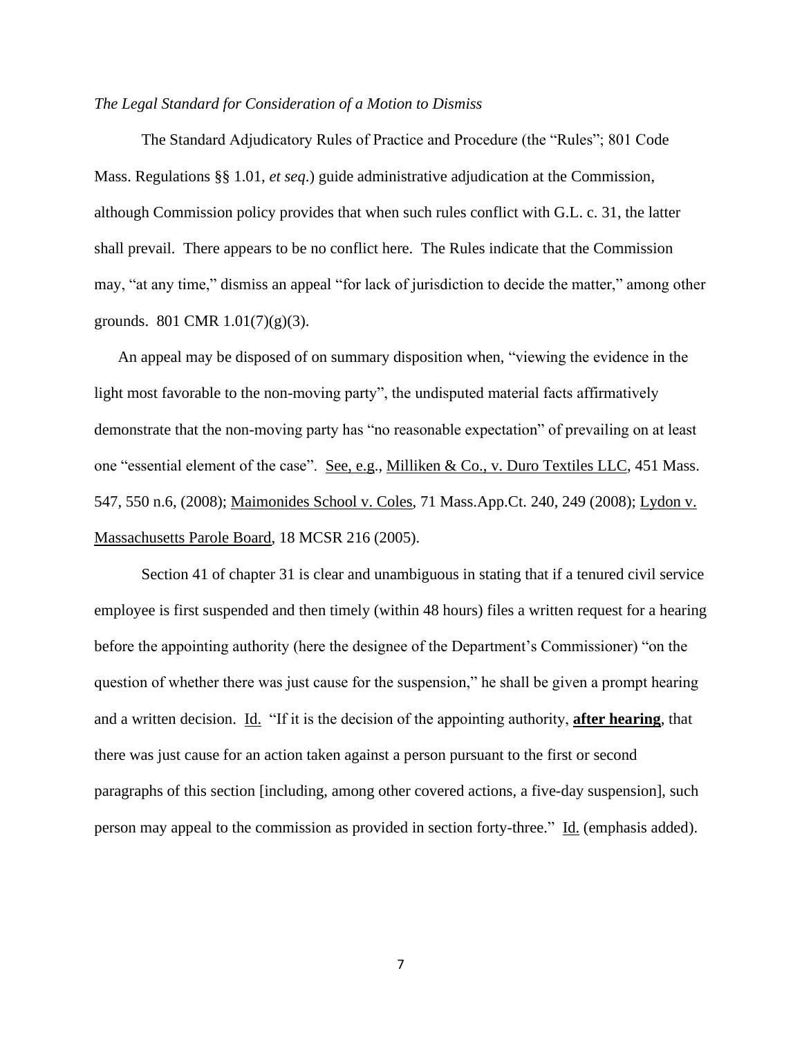*The Legal Standard for Consideration of a Motion to Dismiss*

The Standard Adjudicatory Rules of Practice and Procedure (the "Rules"; 801 Code Mass. Regulations §§ 1.01, *et seq*.) guide administrative adjudication at the Commission, although Commission policy provides that when such rules conflict with G.L. c. 31, the latter shall prevail. There appears to be no conflict here. The Rules indicate that the Commission may, "at any time," dismiss an appeal "for lack of jurisdiction to decide the matter," among other grounds. 801 CMR 1.01(7)(g)(3).

An appeal may be disposed of on summary disposition when, "viewing the evidence in the light most favorable to the non-moving party", the undisputed material facts affirmatively demonstrate that the non-moving party has "no reasonable expectation" of prevailing on at least one "essential element of the case". See, e.g., Milliken & Co., v. Duro Textiles LLC, 451 Mass. 547, 550 n.6, (2008); Maimonides School v. Coles, 71 Mass.App.Ct. 240, 249 (2008); Lydon v. Massachusetts Parole Board, 18 MCSR 216 (2005).

Section 41 of chapter 31 is clear and unambiguous in stating that if a tenured civil service employee is first suspended and then timely (within 48 hours) files a written request for a hearing before the appointing authority (here the designee of the Department's Commissioner) "on the question of whether there was just cause for the suspension," he shall be given a prompt hearing and a written decision. Id. "If it is the decision of the appointing authority, **after hearing**, that there was just cause for an action taken against a person pursuant to the first or second paragraphs of this section [including, among other covered actions, a five-day suspension], such person may appeal to the commission as provided in section forty-three." Id. (emphasis added).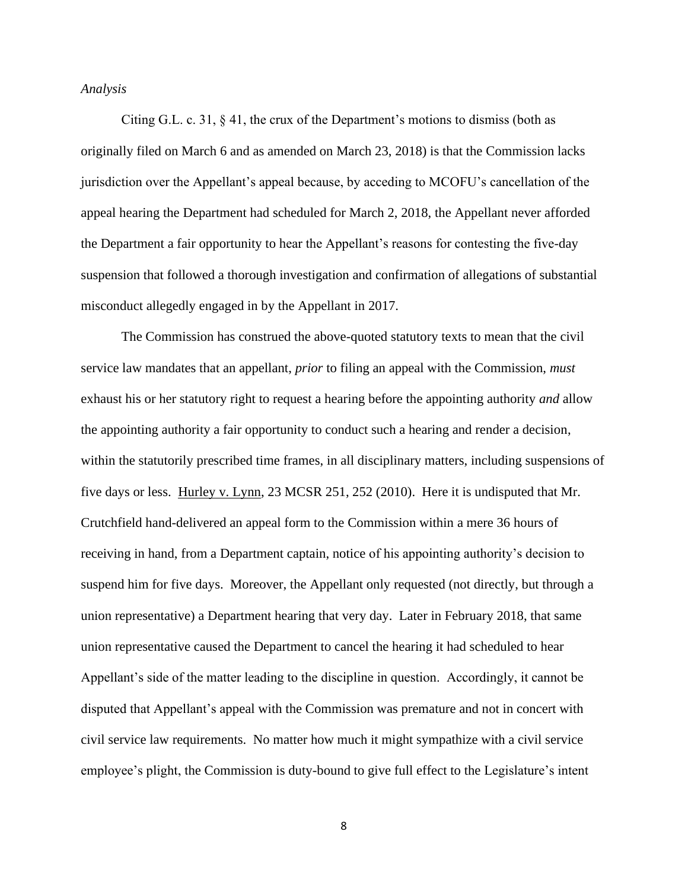*Analysis*

Citing G.L. c. 31, § 41, the crux of the Department's motions to dismiss (both as originally filed on March 6 and as amended on March 23, 2018) is that the Commission lacks jurisdiction over the Appellant's appeal because, by acceding to MCOFU's cancellation of the appeal hearing the Department had scheduled for March 2, 2018, the Appellant never afforded the Department a fair opportunity to hear the Appellant's reasons for contesting the five-day suspension that followed a thorough investigation and confirmation of allegations of substantial misconduct allegedly engaged in by the Appellant in 2017.

The Commission has construed the above-quoted statutory texts to mean that the civil service law mandates that an appellant, *prior* to filing an appeal with the Commission, *must* exhaust his or her statutory right to request a hearing before the appointing authority *and* allow the appointing authority a fair opportunity to conduct such a hearing and render a decision, within the statutorily prescribed time frames, in all disciplinary matters, including suspensions of five days or less. Hurley v. Lynn, 23 MCSR 251, 252 (2010). Here it is undisputed that Mr. Crutchfield hand-delivered an appeal form to the Commission within a mere 36 hours of receiving in hand, from a Department captain, notice of his appointing authority's decision to suspend him for five days. Moreover, the Appellant only requested (not directly, but through a union representative) a Department hearing that very day. Later in February 2018, that same union representative caused the Department to cancel the hearing it had scheduled to hear Appellant's side of the matter leading to the discipline in question. Accordingly, it cannot be disputed that Appellant's appeal with the Commission was premature and not in concert with civil service law requirements. No matter how much it might sympathize with a civil service employee's plight, the Commission is duty-bound to give full effect to the Legislature's intent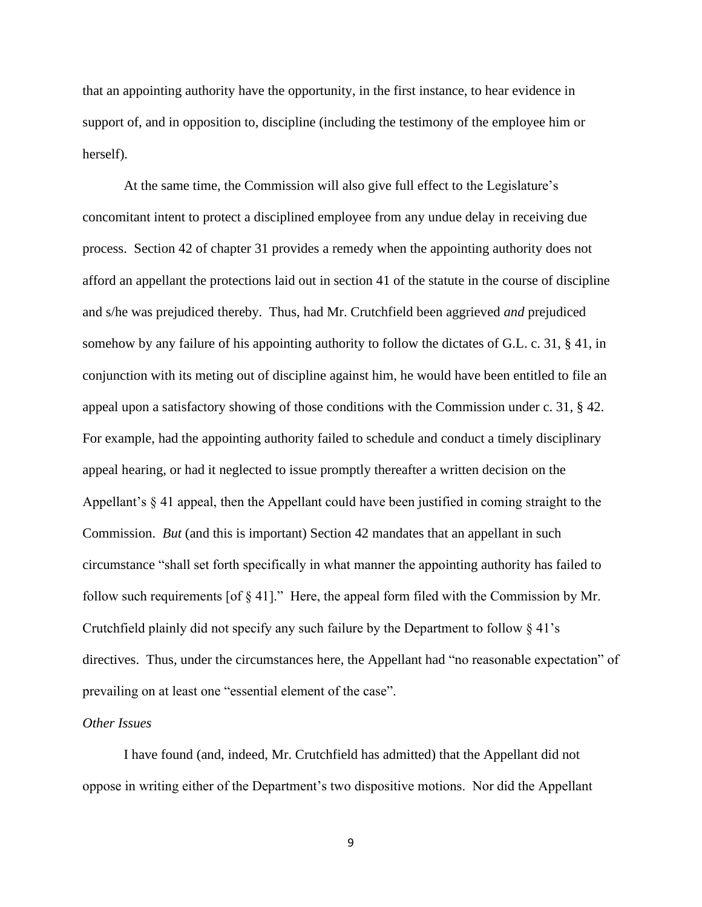that an appointing authority have the opportunity, in the first instance, to hear evidence in support of, and in opposition to, discipline (including the testimony of the employee him or herself).

At the same time, the Commission will also give full effect to the Legislature's concomitant intent to protect a disciplined employee from any undue delay in receiving due process. Section 42 of chapter 31 provides a remedy when the appointing authority does not afford an appellant the protections laid out in section 41 of the statute in the course of discipline and s/he was prejudiced thereby. Thus, had Mr. Crutchfield been aggrieved *and* prejudiced somehow by any failure of his appointing authority to follow the dictates of G.L. c. 31, § 41, in conjunction with its meting out of discipline against him, he would have been entitled to file an appeal upon a satisfactory showing of those conditions with the Commission under c. 31, § 42. For example, had the appointing authority failed to schedule and conduct a timely disciplinary appeal hearing, or had it neglected to issue promptly thereafter a written decision on the Appellant's § 41 appeal, then the Appellant could have been justified in coming straight to the Commission. *But* (and this is important) Section 42 mandates that an appellant in such circumstance "shall set forth specifically in what manner the appointing authority has failed to follow such requirements [of § 41]." Here, the appeal form filed with the Commission by Mr. Crutchfield plainly did not specify any such failure by the Department to follow § 41's directives. Thus, under the circumstances here, the Appellant had "no reasonable expectation" of prevailing on at least one "essential element of the case".

*Other Issues*

I have found (and, indeed, Mr. Crutchfield has admitted) that the Appellant did not oppose in writing either of the Department's two dispositive motions. Nor did the Appellant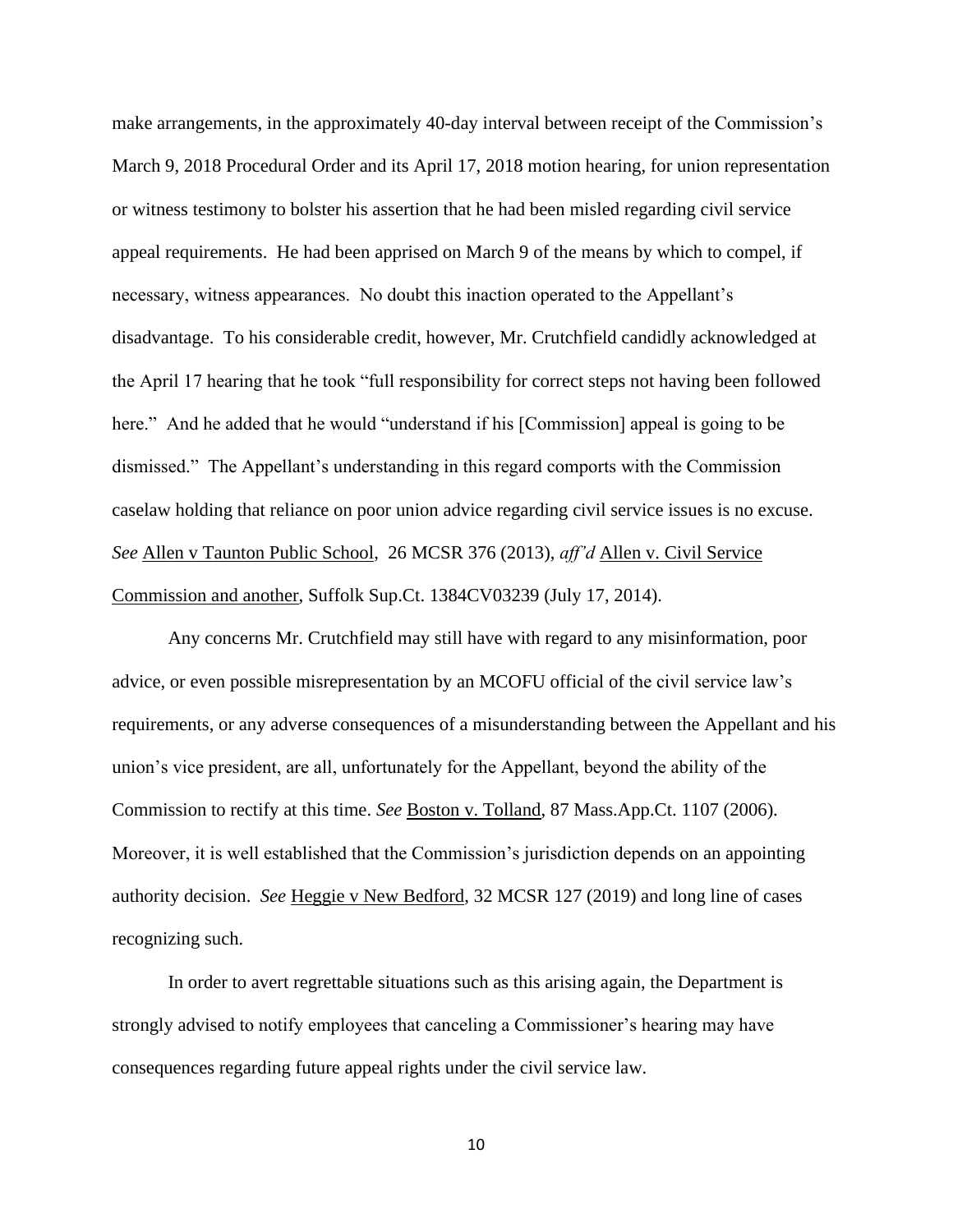make arrangements, in the approximately 40-day interval between receipt of the Commission's March 9, 2018 Procedural Order and its April 17, 2018 motion hearing, for union representation or witness testimony to bolster his assertion that he had been misled regarding civil service appeal requirements. He had been apprised on March 9 of the means by which to compel, if necessary, witness appearances. No doubt this inaction operated to the Appellant's disadvantage. To his considerable credit, however, Mr. Crutchfield candidly acknowledged at the April 17 hearing that he took "full responsibility for correct steps not having been followed here." And he added that he would "understand if his [Commission] appeal is going to be dismissed." The Appellant's understanding in this regard comports with the Commission caselaw holding that reliance on poor union advice regarding civil service issues is no excuse. *See* Allen v Taunton Public School, 26 MCSR 376 (2013), *aff'd* Allen v. Civil Service Commission and another, Suffolk Sup.Ct. 1384CV03239 (July 17, 2014).

Any concerns Mr. Crutchfield may still have with regard to any misinformation, poor advice, or even possible misrepresentation by an MCOFU official of the civil service law's requirements, or any adverse consequences of a misunderstanding between the Appellant and his union's vice president, are all, unfortunately for the Appellant, beyond the ability of the Commission to rectify at this time. *See* Boston v. Tolland, 87 Mass.App.Ct. 1107 (2006). Moreover, it is well established that the Commission's jurisdiction depends on an appointing authority decision. *See* Heggie v New Bedford, 32 MCSR 127 (2019) and long line of cases recognizing such.

In order to avert regrettable situations such as this arising again, the Department is strongly advised to notify employees that canceling a Commissioner's hearing may have consequences regarding future appeal rights under the civil service law.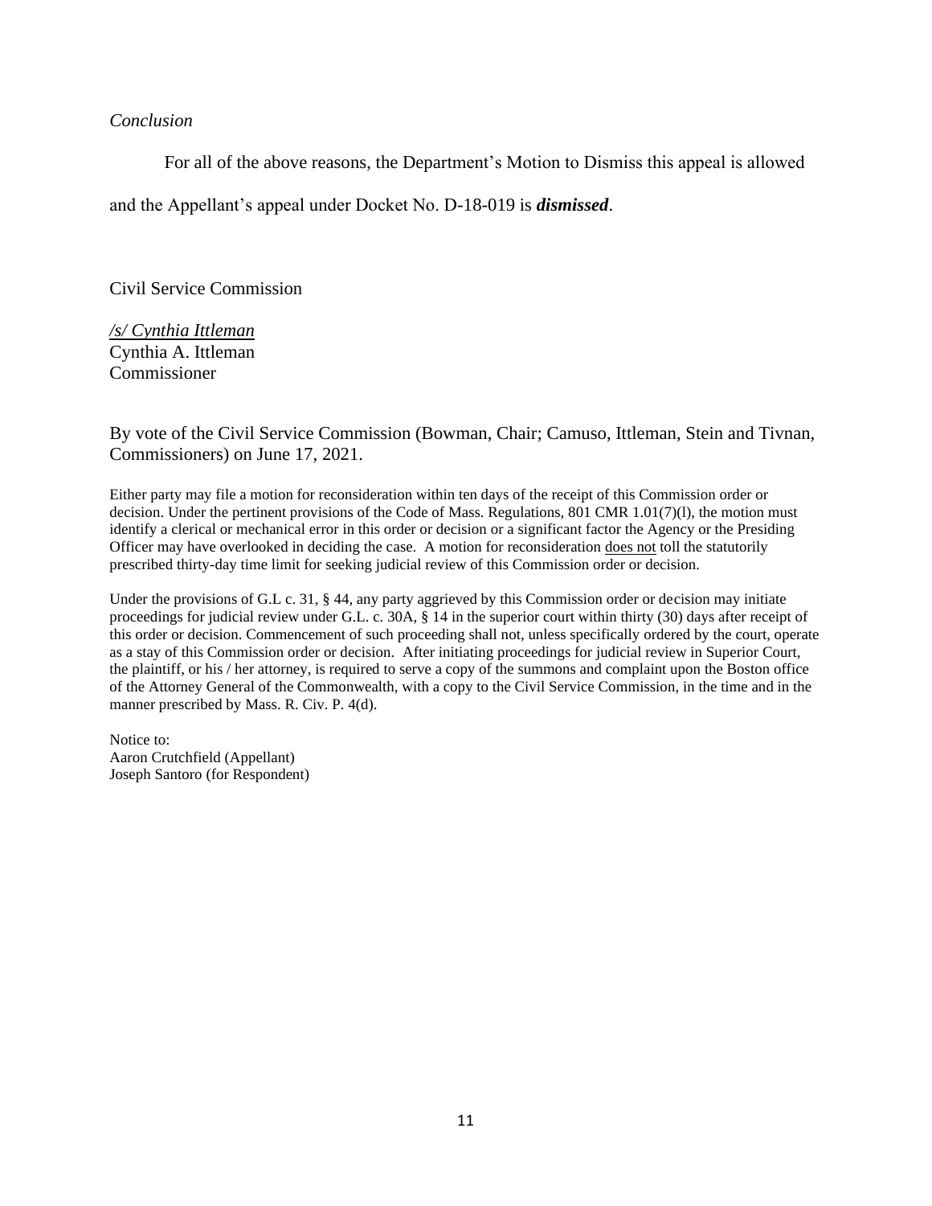*Conclusion*

For all of the above reasons, the Department's Motion to Dismiss this appeal is allowed and the Appellant's appeal under Docket No. D-18-019 is ***dismissed***.

Civil Service Commission

*/s/ Cynthia Ittleman*
Cynthia A. Ittleman
Commissioner

By vote of the Civil Service Commission (Bowman, Chair; Camuso, Ittleman, Stein and Tivnan, Commissioners) on June 17, 2021.

Either party may file a motion for reconsideration within ten days of the receipt of this Commission order or decision. Under the pertinent provisions of the Code of Mass. Regulations, 801 CMR 1.01(7)(l), the motion must identify a clerical or mechanical error in this order or decision or a significant factor the Agency or the Presiding Officer may have overlooked in deciding the case. A motion for reconsideration does not toll the statutorily prescribed thirty-day time limit for seeking judicial review of this Commission order or decision.

Under the provisions of G.L c. 31, § 44, any party aggrieved by this Commission order or decision may initiate proceedings for judicial review under G.L. c. 30A, § 14 in the superior court within thirty (30) days after receipt of this order or decision. Commencement of such proceeding shall not, unless specifically ordered by the court, operate as a stay of this Commission order or decision. After initiating proceedings for judicial review in Superior Court, the plaintiff, or his / her attorney, is required to serve a copy of the summons and complaint upon the Boston office of the Attorney General of the Commonwealth, with a copy to the Civil Service Commission, in the time and in the manner prescribed by Mass. R. Civ. P. 4(d).

Notice to:
Aaron Crutchfield (Appellant)
Joseph Santoro (for Respondent)